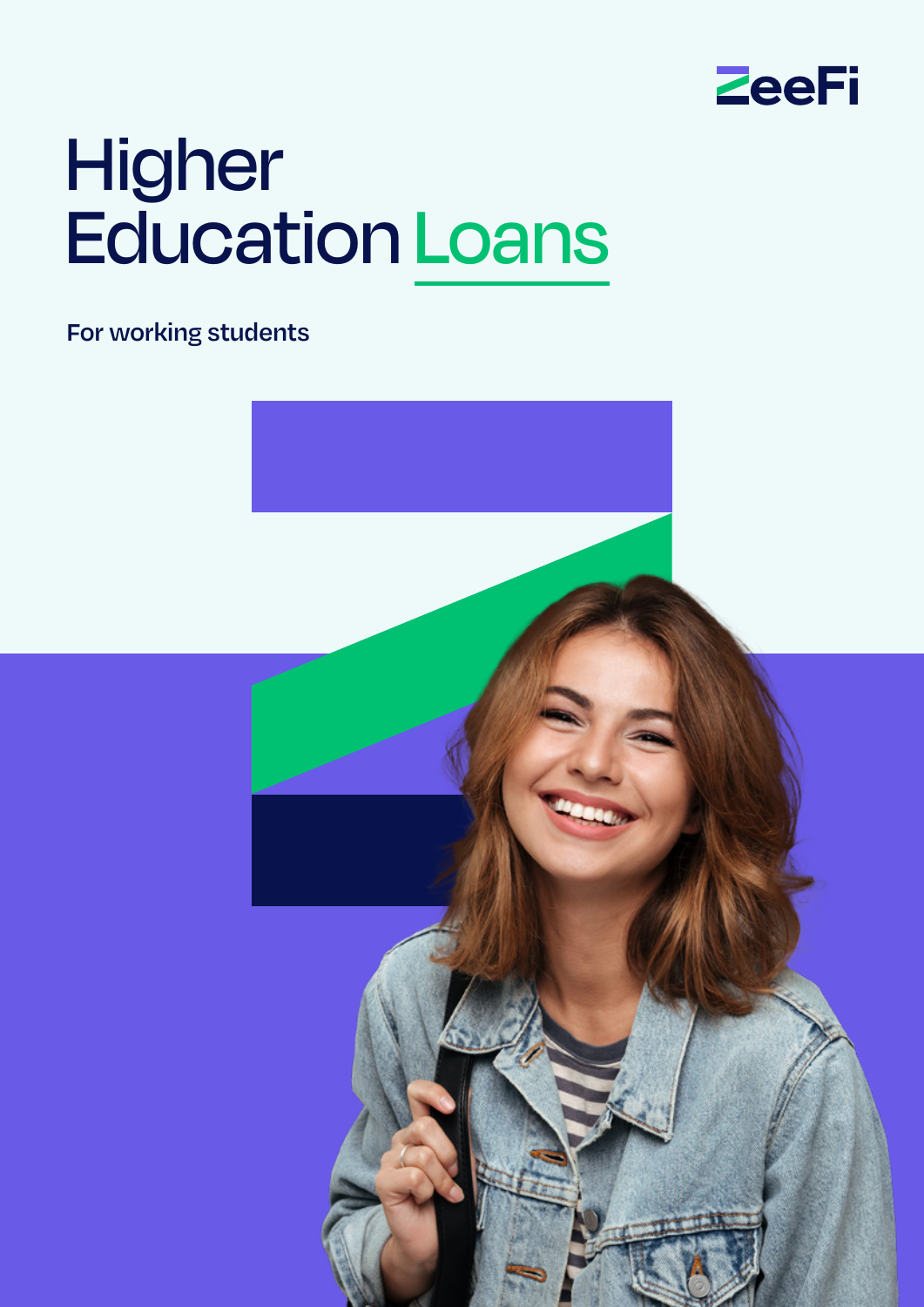ZeeFi

# Higher Education Loans

For working students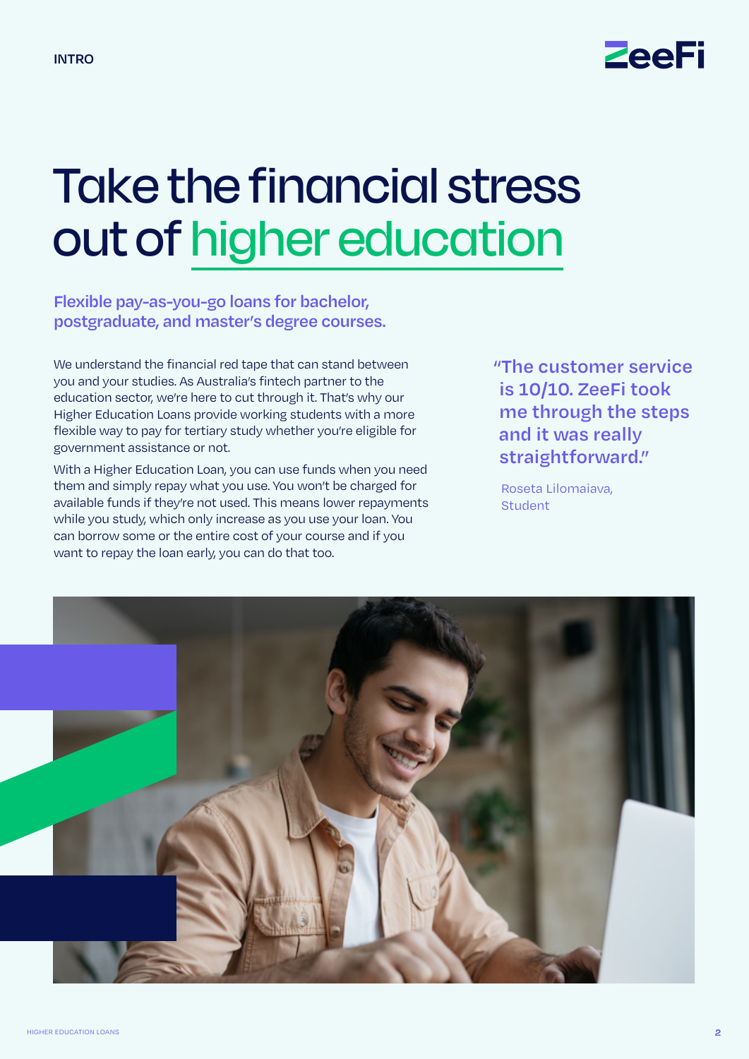INTRO

# Take the financial stress out of higher education

**Flexible pay-as-you-go loans for bachelor, postgraduate, and master's degree courses.**

We understand the financial red tape that can stand between you and your studies. As Australia's fintech partner to the education sector, we're here to cut through it. That's why our Higher Education Loans provide working students with a more flexible way to pay for tertiary study whether you're eligible for government assistance or not.

With a Higher Education Loan, you can use funds when you need them and simply repay what you use. You won't be charged for available funds if they're not used. This means lower repayments while you study, which only increase as you use your loan. You can borrow some or the entire cost of your course and if you want to repay the loan early, you can do that too.

> **"The customer service is 10/10. ZeeFi took me through the steps and it was really straightforward."**
>
> Roseta Lilomaiava, Student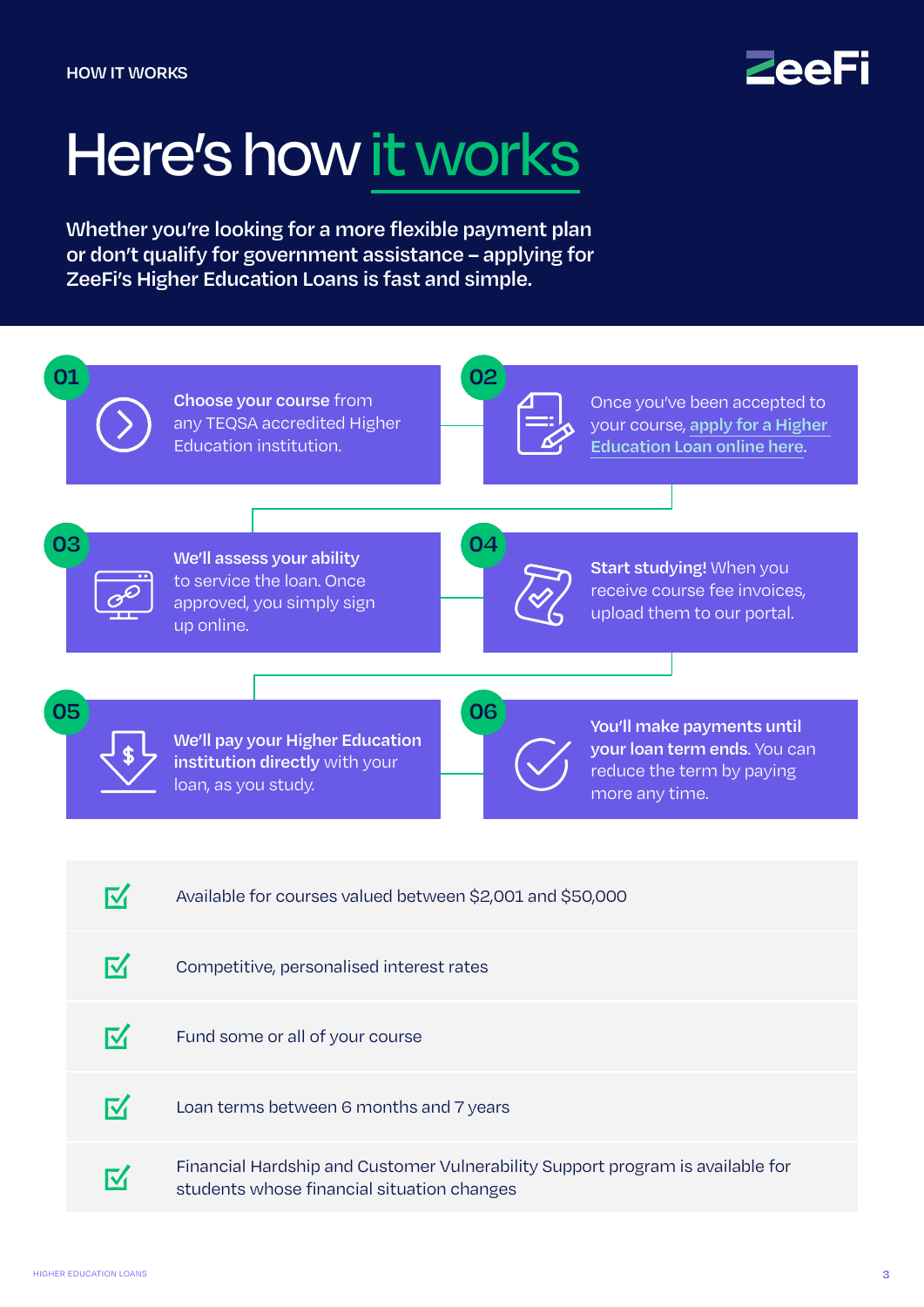HOW IT WORKS

# Here's how it works

**Whether you're looking for a more flexible payment plan or don't qualify for government assistance – applying for ZeeFi's Higher Education Loans is fast and simple.**

**01** **Choose your course** from any TEQSA accredited Higher Education institution.

**02** Once you've been accepted to your course, apply for a Higher Education Loan online here.

**03** **We'll assess your ability** to service the loan. Once approved, you simply sign up online.

**04** **Start studying!** When you receive course fee invoices, upload them to our portal.

**05** **We'll pay your Higher Education institution directly** with your loan, as you study.

**06** **You'll make payments until your loan term ends.** You can reduce the term by paying more any time.

- Available for courses valued between $2,001 and $50,000
- Competitive, personalised interest rates
- Fund some or all of your course
- Loan terms between 6 months and 7 years
- Financial Hardship and Customer Vulnerability Support program is available for students whose financial situation changes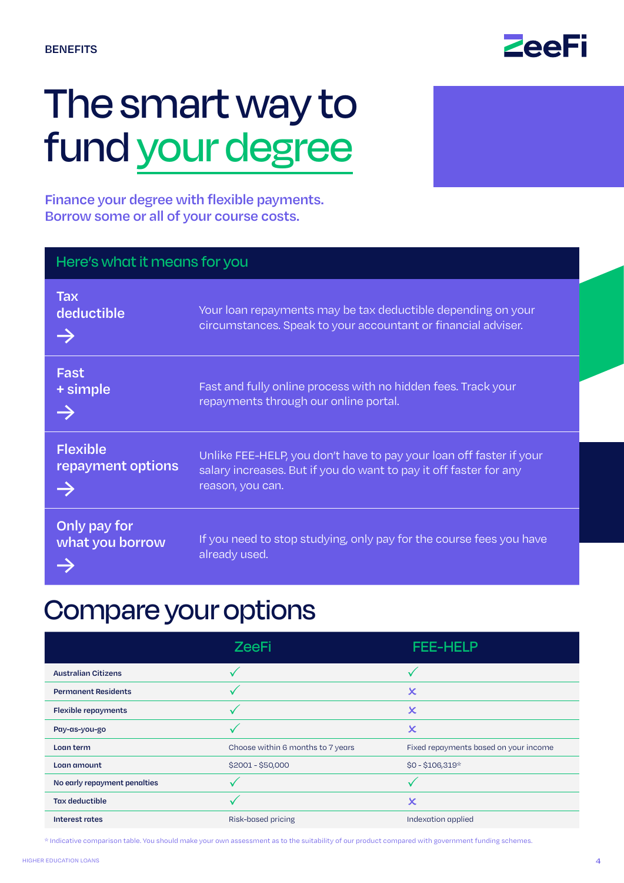BENEFITS

# The smart way to fund your degree

**Finance your degree with flexible payments. Borrow some or all of your course costs.**

## Here's what it means for you

| | |
|---|---|
| **Tax deductible** → | Your loan repayments may be tax deductible depending on your circumstances. Speak to your accountant or financial adviser. |
| **Fast + simple** → | Fast and fully online process with no hidden fees. Track your repayments through our online portal. |
| **Flexible repayment options** → | Unlike FEE-HELP, you don't have to pay your loan off faster if your salary increases. But if you do want to pay it off faster for any reason, you can. |
| **Only pay for what you borrow** → | If you need to stop studying, only pay for the course fees you have already used. |

## Compare your options

| | ZeeFi | FEE-HELP |
|---|---|---|
| **Australian Citizens** | ✓ | ✓ |
| **Permanent Residents** | ✓ | ✗ |
| **Flexible repayments** | ✓ | ✗ |
| **Pay-as-you-go** | ✓ | ✗ |
| **Loan term** | Choose within 6 months to 7 years | Fixed repayments based on your income |
| **Loan amount** | $2001 - $50,000 | $0 - $106,319* |
| **No early repayment penalties** | ✓ | ✓ |
| **Tax deductible** | ✓ | ✗ |
| **Interest rates** | Risk-based pricing | Indexation applied |

* Indicative comparison table. You should make your own assessment as to the suitability of our product compared with government funding schemes.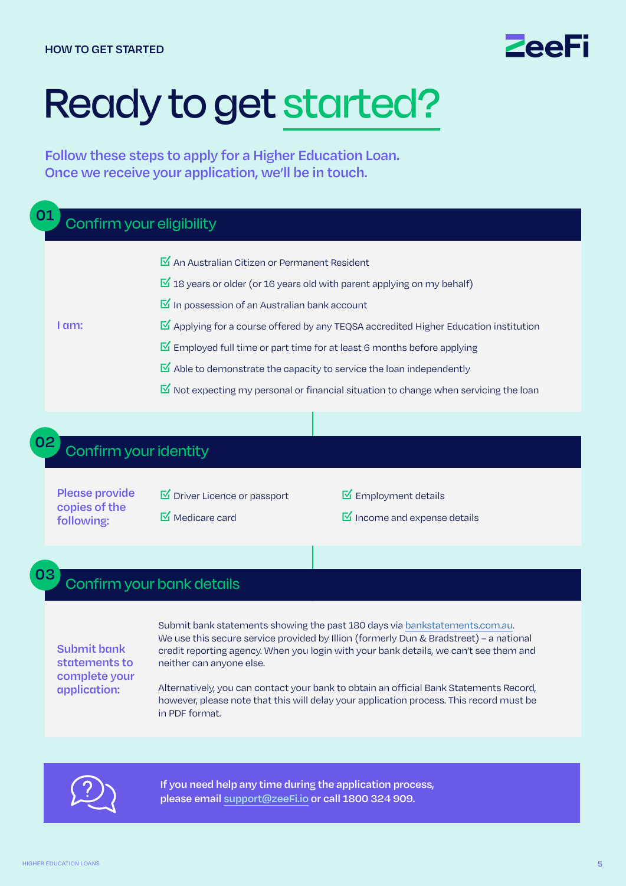HOW TO GET STARTED

# Ready to get started?

**Follow these steps to apply for a Higher Education Loan. Once we receive your application, we'll be in touch.**

## 01 Confirm your eligibility

**I am:**

- ☑ An Australian Citizen or Permanent Resident
- ☑ 18 years or older (or 16 years old with parent applying on my behalf)
- ☑ In possession of an Australian bank account
- ☑ Applying for a course offered by any TEQSA accredited Higher Education institution
- ☑ Employed full time or part time for at least 6 months before applying
- ☑ Able to demonstrate the capacity to service the loan independently
- ☑ Not expecting my personal or financial situation to change when servicing the loan

## 02 Confirm your identity

**Please provide copies of the following:**

- ☑ Driver Licence or passport
- ☑ Medicare card
- ☑ Employment details
- ☑ Income and expense details

## 03 Confirm your bank details

**Submit bank statements to complete your application:**

Submit bank statements showing the past 180 days via bankstatements.com.au. We use this secure service provided by Illion (formerly Dun & Bradstreet) – a national credit reporting agency. When you login with your bank details, we can't see them and neither can anyone else.

Alternatively, you can contact your bank to obtain an official Bank Statements Record, however, please note that this will delay your application process. This record must be in PDF format.

**If you need help any time during the application process, please email support@zeeFi.io or call 1800 324 909.**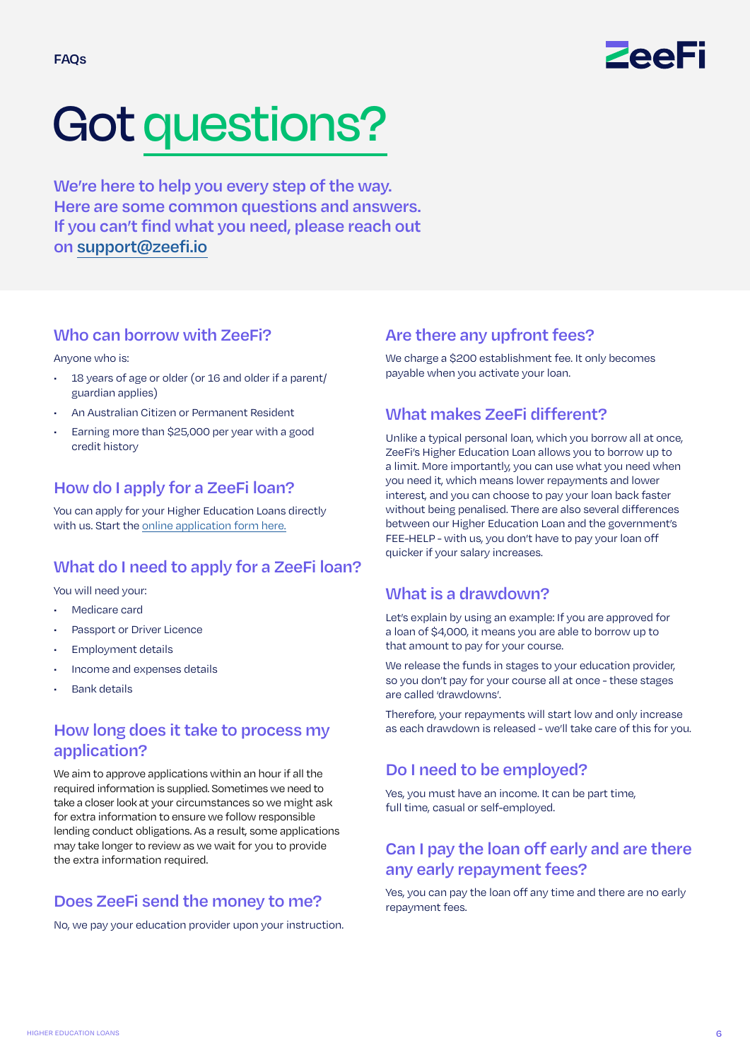FAQs

# Got questions?

**We're here to help you every step of the way. Here are some common questions and answers. If you can't find what you need, please reach out on support@zeefi.io**

## Who can borrow with ZeeFi?

Anyone who is:

- 18 years of age or older (or 16 and older if a parent/guardian applies)
- An Australian Citizen or Permanent Resident
- Earning more than $25,000 per year with a good credit history

## How do I apply for a ZeeFi loan?

You can apply for your Higher Education Loans directly with us. Start the online application form here.

## What do I need to apply for a ZeeFi loan?

You will need your:

- Medicare card
- Passport or Driver Licence
- Employment details
- Income and expenses details
- Bank details

## How long does it take to process my application?

We aim to approve applications within an hour if all the required information is supplied. Sometimes we need to take a closer look at your circumstances so we might ask for extra information to ensure we follow responsible lending conduct obligations. As a result, some applications may take longer to review as we wait for you to provide the extra information required.

## Does ZeeFi send the money to me?

No, we pay your education provider upon your instruction.

## Are there any upfront fees?

We charge a $200 establishment fee. It only becomes payable when you activate your loan.

## What makes ZeeFi different?

Unlike a typical personal loan, which you borrow all at once, ZeeFi's Higher Education Loan allows you to borrow up to a limit. More importantly, you can use what you need when you need it, which means lower repayments and lower interest, and you can choose to pay your loan back faster without being penalised. There are also several differences between our Higher Education Loan and the government's FEE-HELP - with us, you don't have to pay your loan off quicker if your salary increases.

## What is a drawdown?

Let's explain by using an example: If you are approved for a loan of $4,000, it means you are able to borrow up to that amount to pay for your course.

We release the funds in stages to your education provider, so you don't pay for your course all at once - these stages are called 'drawdowns'.

Therefore, your repayments will start low and only increase as each drawdown is released - we'll take care of this for you.

## Do I need to be employed?

Yes, you must have an income. It can be part time, full time, casual or self-employed.

## Can I pay the loan off early and are there any early repayment fees?

Yes, you can pay the loan off any time and there are no early repayment fees.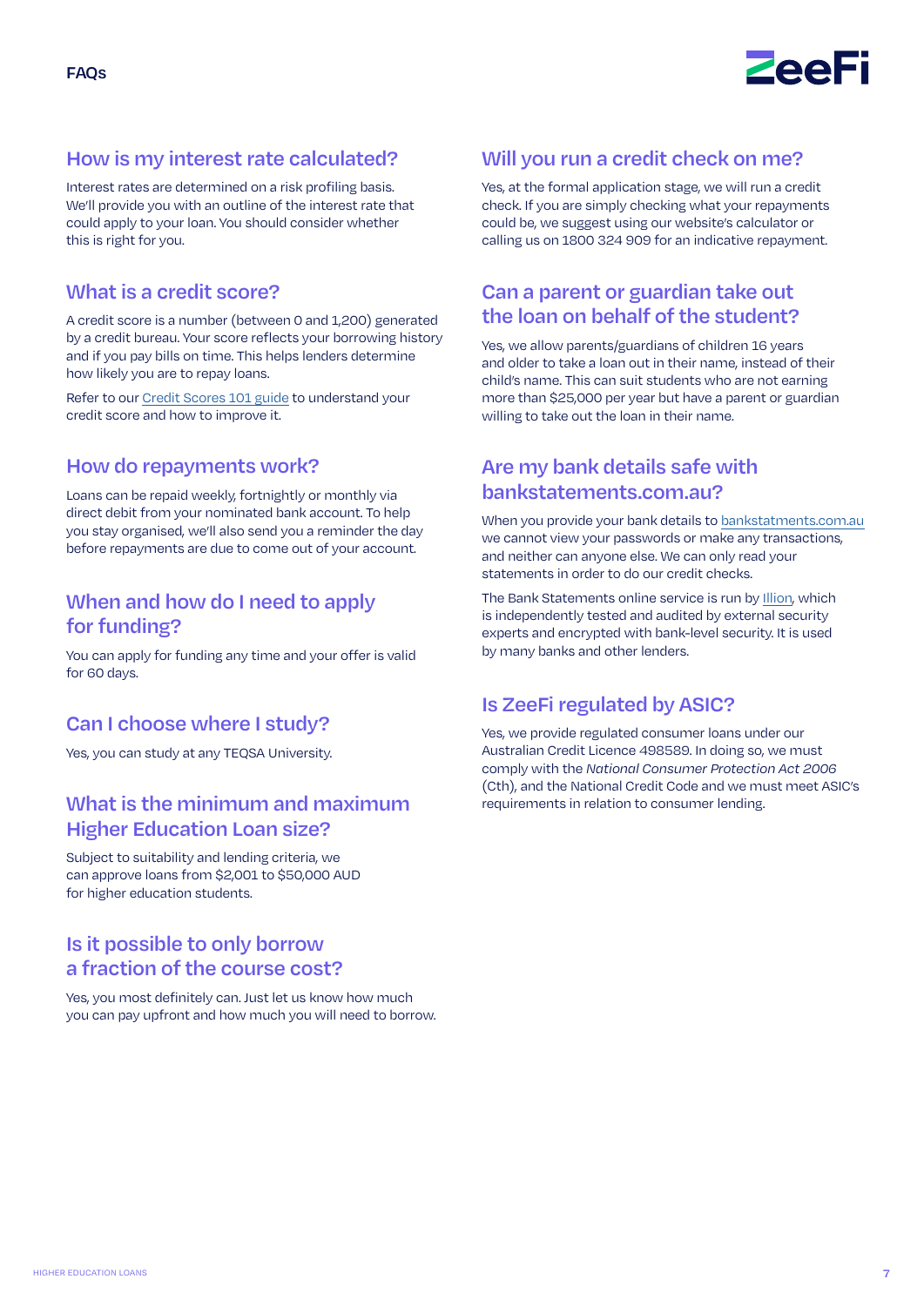# FAQs

## How is my interest rate calculated?

Interest rates are determined on a risk profiling basis. We'll provide you with an outline of the interest rate that could apply to your loan. You should consider whether this is right for you.

## What is a credit score?

A credit score is a number (between 0 and 1,200) generated by a credit bureau. Your score reflects your borrowing history and if you pay bills on time. This helps lenders determine how likely you are to repay loans.

Refer to our [Credit Scores 101 guide]() to understand your credit score and how to improve it.

## How do repayments work?

Loans can be repaid weekly, fortnightly or monthly via direct debit from your nominated bank account. To help you stay organised, we'll also send you a reminder the day before repayments are due to come out of your account.

## When and how do I need to apply for funding?

You can apply for funding any time and your offer is valid for 60 days.

## Can I choose where I study?

Yes, you can study at any TEQSA University.

## What is the minimum and maximum Higher Education Loan size?

Subject to suitability and lending criteria, we can approve loans from $2,001 to $50,000 AUD for higher education students.

## Is it possible to only borrow a fraction of the course cost?

Yes, you most definitely can. Just let us know how much you can pay upfront and how much you will need to borrow.

## Will you run a credit check on me?

Yes, at the formal application stage, we will run a credit check. If you are simply checking what your repayments could be, we suggest using our website's calculator or calling us on 1800 324 909 for an indicative repayment.

## Can a parent or guardian take out the loan on behalf of the student?

Yes, we allow parents/guardians of children 16 years and older to take a loan out in their name, instead of their child's name. This can suit students who are not earning more than $25,000 per year but have a parent or guardian willing to take out the loan in their name.

## Are my bank details safe with bankstatements.com.au?

When you provide your bank details to bankstatments.com.au we cannot view your passwords or make any transactions, and neither can anyone else. We can only read your statements in order to do our credit checks.

The Bank Statements online service is run by Illion, which is independently tested and audited by external security experts and encrypted with bank-level security. It is used by many banks and other lenders.

## Is ZeeFi regulated by ASIC?

Yes, we provide regulated consumer loans under our Australian Credit Licence 498589. In doing so, we must comply with the *National Consumer Protection Act 2006* (Cth), and the National Credit Code and we must meet ASIC's requirements in relation to consumer lending.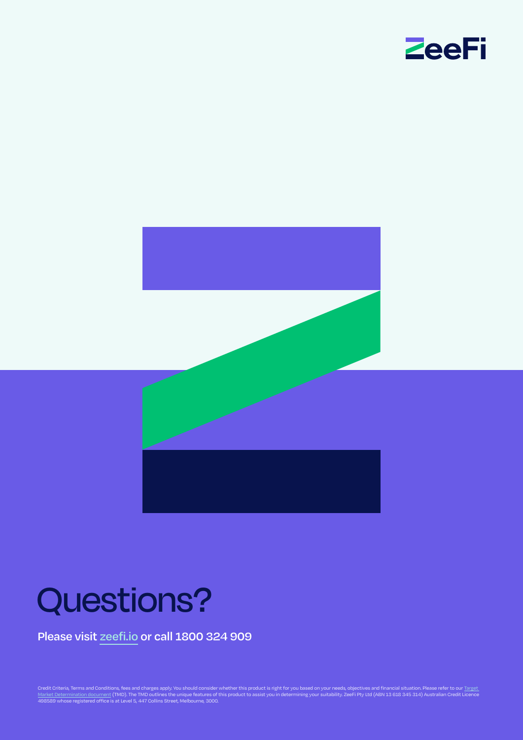ZeeFi

# Questions?

**Please visit [zeefi.io](https://zeefi.io) or call 1800 324 909**

Credit Criteria, Terms and Conditions, fees and charges apply. You should consider whether this product is right for you based on your needs, objectives and financial situation. Please refer to our Target Market Determination document (TMD). The TMD outlines the unique features of this product to assist you in determining your suitability. ZeeFi Pty Ltd (ABN 13 618 345 314) Australian Credit Licence 498589 whose registered office is at Level 5, 447 Collins Street, Melbourne, 3000.